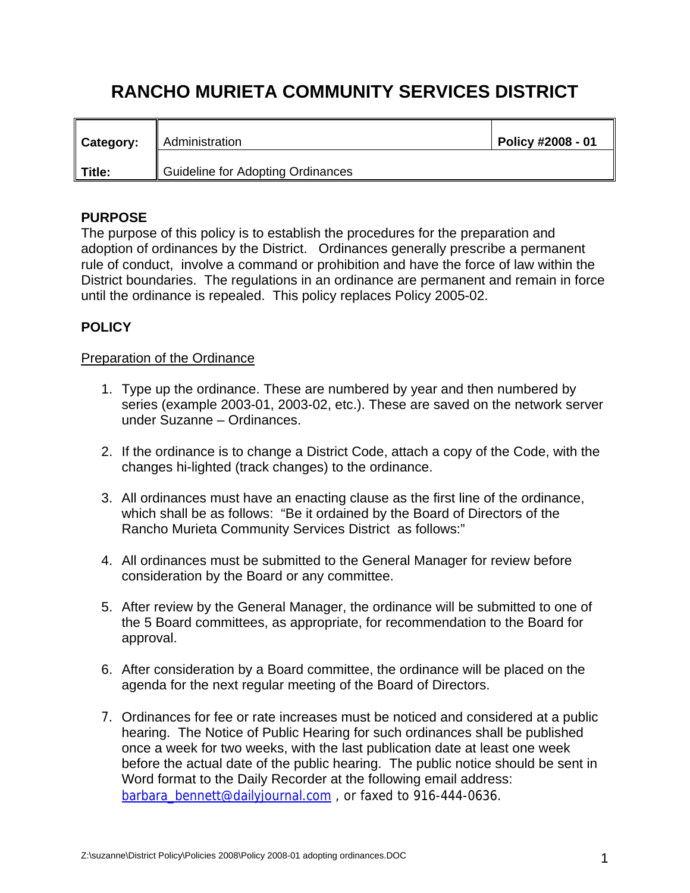# RANCHO MURIETA COMMUNITY SERVICES DISTRICT

| Category: | Administration | Policy #2008 - 01 |
|---|---|---|
| Title: | Guideline for Adopting Ordinances | |

**PURPOSE**

The purpose of this policy is to establish the procedures for the preparation and adoption of ordinances by the District. Ordinances generally prescribe a permanent rule of conduct, involve a command or prohibition and have the force of law within the District boundaries. The regulations in an ordinance are permanent and remain in force until the ordinance is repealed. This policy replaces Policy 2005-02.

**POLICY**

Preparation of the Ordinance

1. Type up the ordinance. These are numbered by year and then numbered by series (example 2003-01, 2003-02, etc.). These are saved on the network server under Suzanne – Ordinances.

2. If the ordinance is to change a District Code, attach a copy of the Code, with the changes hi-lighted (track changes) to the ordinance.

3. All ordinances must have an enacting clause as the first line of the ordinance, which shall be as follows: "Be it ordained by the Board of Directors of the Rancho Murieta Community Services District as follows:"

4. All ordinances must be submitted to the General Manager for review before consideration by the Board or any committee.

5. After review by the General Manager, the ordinance will be submitted to one of the 5 Board committees, as appropriate, for recommendation to the Board for approval.

6. After consideration by a Board committee, the ordinance will be placed on the agenda for the next regular meeting of the Board of Directors.

7. Ordinances for fee or rate increases must be noticed and considered at a public hearing. The Notice of Public Hearing for such ordinances shall be published once a week for two weeks, with the last publication date at least one week before the actual date of the public hearing. The public notice should be sent in Word format to the Daily Recorder at the following email address: barbara_bennett@dailyjournal.com , or faxed to 916-444-0636.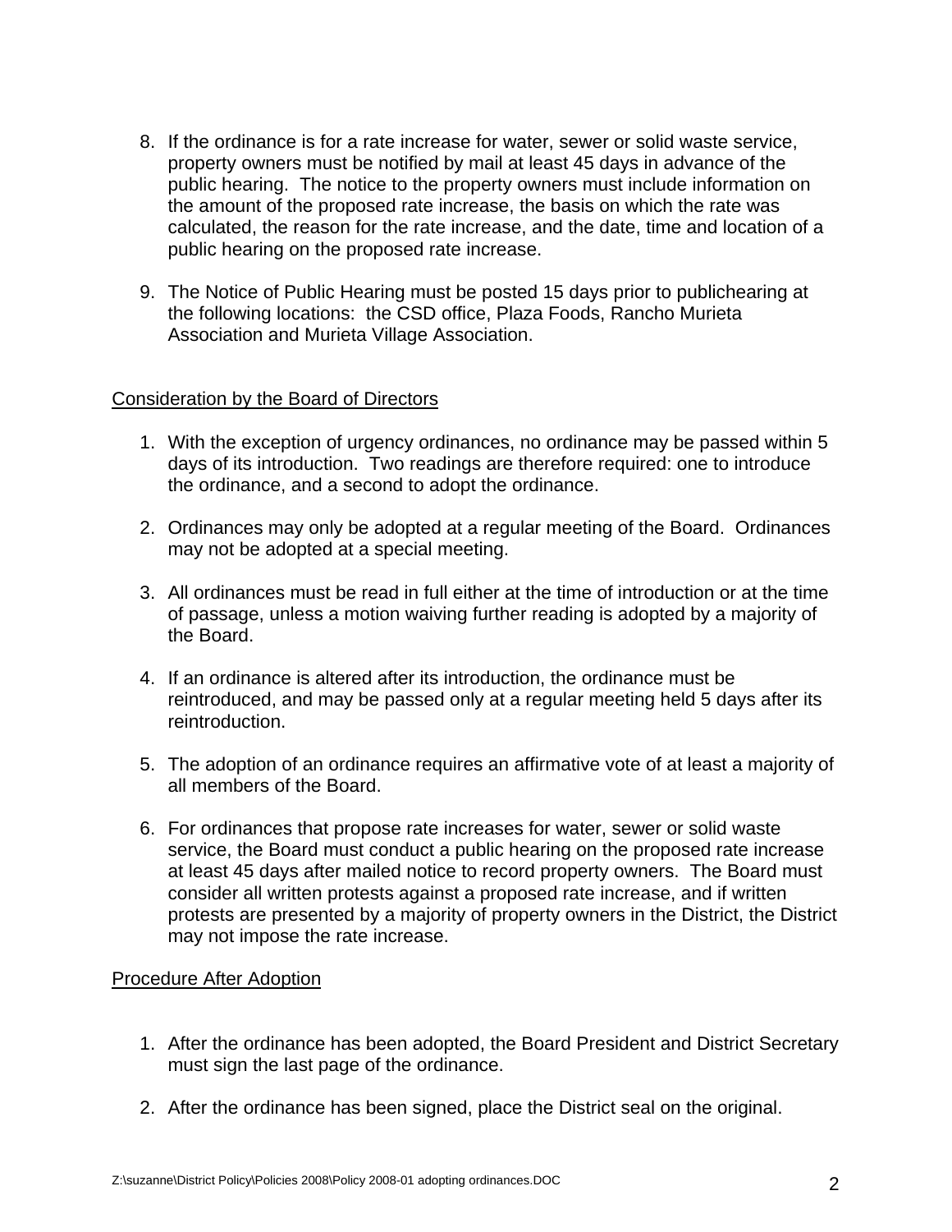8. If the ordinance is for a rate increase for water, sewer or solid waste service, property owners must be notified by mail at least 45 days in advance of the public hearing. The notice to the property owners must include information on the amount of the proposed rate increase, the basis on which the rate was calculated, the reason for the rate increase, and the date, time and location of a public hearing on the proposed rate increase.

9. The Notice of Public Hearing must be posted 15 days prior to publichearing at the following locations: the CSD office, Plaza Foods, Rancho Murieta Association and Murieta Village Association.

<u>Consideration by the Board of Directors</u>

1. With the exception of urgency ordinances, no ordinance may be passed within 5 days of its introduction. Two readings are therefore required: one to introduce the ordinance, and a second to adopt the ordinance.

2. Ordinances may only be adopted at a regular meeting of the Board. Ordinances may not be adopted at a special meeting.

3. All ordinances must be read in full either at the time of introduction or at the time of passage, unless a motion waiving further reading is adopted by a majority of the Board.

4. If an ordinance is altered after its introduction, the ordinance must be reintroduced, and may be passed only at a regular meeting held 5 days after its reintroduction.

5. The adoption of an ordinance requires an affirmative vote of at least a majority of all members of the Board.

6. For ordinances that propose rate increases for water, sewer or solid waste service, the Board must conduct a public hearing on the proposed rate increase at least 45 days after mailed notice to record property owners. The Board must consider all written protests against a proposed rate increase, and if written protests are presented by a majority of property owners in the District, the District may not impose the rate increase.

<u>Procedure After Adoption</u>

1. After the ordinance has been adopted, the Board President and District Secretary must sign the last page of the ordinance.

2. After the ordinance has been signed, place the District seal on the original.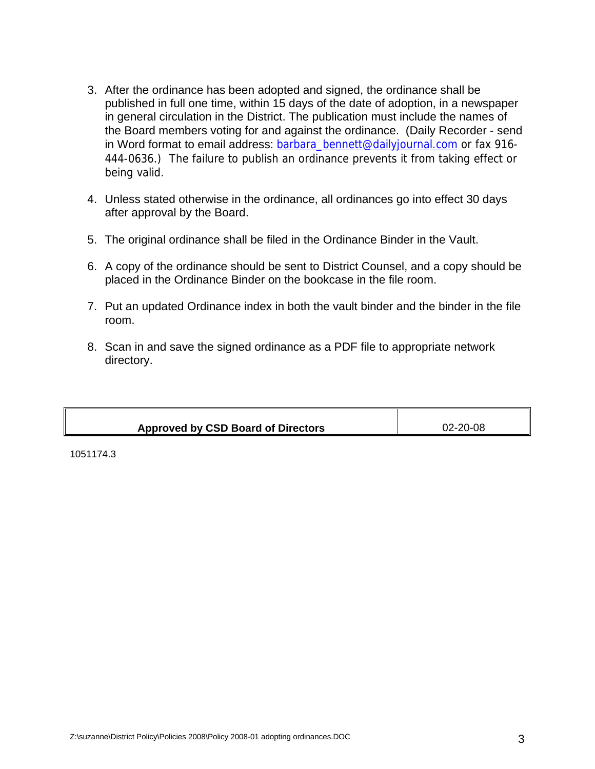3. After the ordinance has been adopted and signed, the ordinance shall be published in full one time, within 15 days of the date of adoption, in a newspaper in general circulation in the District. The publication must include the names of the Board members voting for and against the ordinance. (Daily Recorder - send in Word format to email address: barbara_bennett@dailyjournal.com or fax 916-444-0636.) The failure to publish an ordinance prevents it from taking effect or being valid.

4. Unless stated otherwise in the ordinance, all ordinances go into effect 30 days after approval by the Board.

5. The original ordinance shall be filed in the Ordinance Binder in the Vault.

6. A copy of the ordinance should be sent to District Counsel, and a copy should be placed in the Ordinance Binder on the bookcase in the file room.

7. Put an updated Ordinance index in both the vault binder and the binder in the file room.

8. Scan in and save the signed ordinance as a PDF file to appropriate network directory.

| | |
|---|---|
| **Approved by CSD Board of Directors** | 02-20-08 |

1051174.3

Z:\suzanne\District Policy\Policies 2008\Policy 2008-01 adopting ordinances.DOC